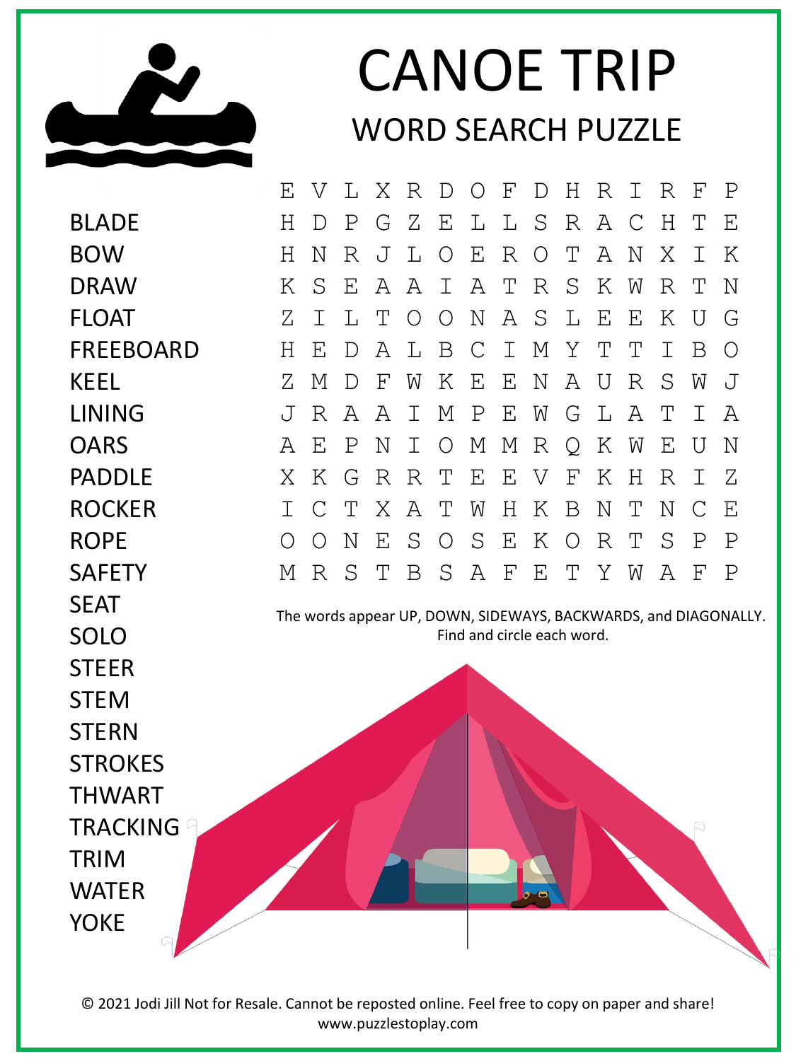# CANOE TRIP

## WORD SEARCH PUZZLE

```
E V L X R D O F D H R I R F P
H D P G Z E L L S R A C H T E
H N R J L O E R O T A N X I K
K S E A A I A T R S K W R T N
Z I L T O O N A S L E E K U G
H E D A L B C I M Y T T I B O
Z M D F W K E E N A U R S W J
J R A A I M P E W G L A T I A
A E P N I O M M R Q K W E U N
X K G R R T E E V F K H R I Z
I C T X A T W H K B N T N C E
O O N E S O S E K O R T S P P
M R S T B S A F E T Y W A F P
```

- BLADE
- BOW
- DRAW
- FLOAT
- FREEBOARD
- KEEL
- LINING
- OARS
- PADDLE
- ROCKER
- ROPE
- SAFETY
- SEAT
- SOLO
- STEER
- STEM
- STERN
- STROKES
- THWART
- TRACKING
- TRIM
- WATER
- YOKE

The words appear UP, DOWN, SIDEWAYS, BACKWARDS, and DIAGONALLY. Find and circle each word.

© 2021 Jodi Jill Not for Resale. Cannot be reposted online. Feel free to copy on paper and share! www.puzzlestoplay.com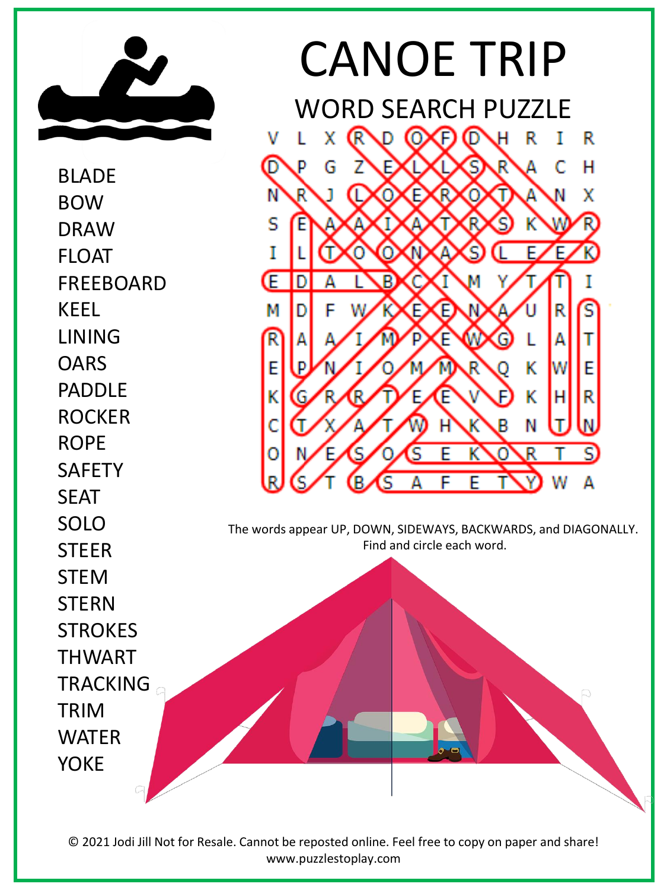# CANOE TRIP

## WORD SEARCH PUZZLE

BLADE
BOW
DRAW
FLOAT
FREEBOARD
KEEL
LINING
OARS
PADDLE
ROCKER
ROPE
SAFETY
SEAT
SOLO
STEER
STEM
STERN
STROKES
THWART
TRACKING
TRIM
WATER
YOKE

| | | | | | | | | | | | |
|---|---|---|---|---|---|---|---|---|---|---|---|
| V | L | X | R | D | O | F | D | H | R | I | R |
| D | P | G | Z | E | L | L | S | R | A | C | H |
| N | R | J | L | O | E | R | O | T | A | N | X |
| S | E | A | A | I | A | T | R | S | K | W | R |
| I | L | T | O | O | N | A | S | L | E | E | K |
| E | D | A | L | B | C | I | M | Y | T | T | I |
| M | D | F | W | K | E | E | N | A | U | R | S |
| R | A | A | I | M | P | E | W | G | L | A | T |
| E | P | N | I | O | M | M | R | Q | K | W | E |
| K | G | R | R | T | E | E | V | F | K | H | R |
| C | T | X | A | T | W | H | K | B | N | T | N |
| O | N | E | S | O | S | E | K | O | R | T | S |
| R | S | T | B | S | A | F | E | T | Y | W | A |

The words appear UP, DOWN, SIDEWAYS, BACKWARDS, and DIAGONALLY.
Find and circle each word.

© 2021 Jodi Jill Not for Resale. Cannot be reposted online. Feel free to copy on paper and share!
www.puzzlestoplay.com